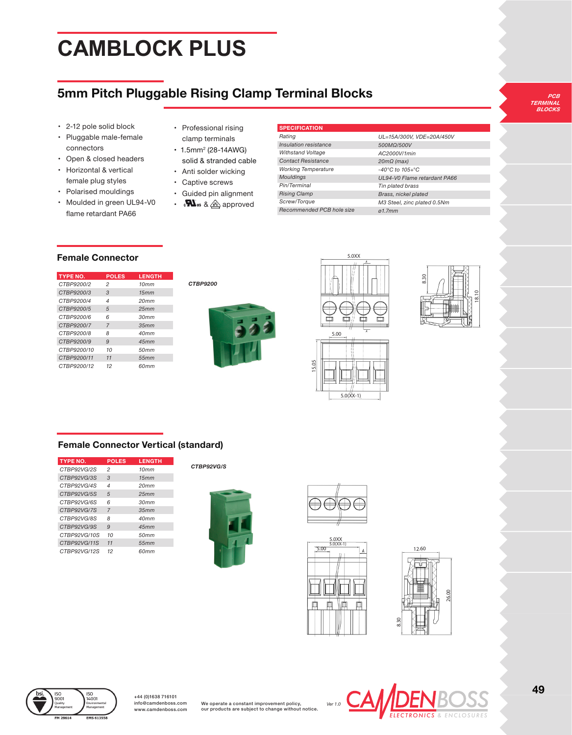# CAMBLOCK PLUS

## 5mm Pitch Pluggable Rising Clamp Terminal Blocks

- 2-12 pole solid block
- Pluggable male-female connectors
- Open & closed headers
- Horizontal & vertical female plug styles
- Polarised mouldings
- Moulded in green UL94-V0 flame retardant PA66
- Professional rising clamp terminals
- 1.5mm$^2$ (28-14AWG) solid & stranded cable
- Anti solder wicking
- Captive screws
- Guided pin alignment
- cULus & VDE approved

| SPECIFICATION | |
|---|---|
| Rating | UL=15A/300V, VDE=20A/450V |
| Insulation resistance | 500MΩ/500V |
| Withstand Voltage | AC2000V/1min |
| Contact Resistance | 20mΩ (max) |
| Working Temperature | -40°C to 105+°C |
| Mouldings | UL94-V0 Flame retardant PA66 |
| Pin/Terminal | Tin plated brass |
| Rising Clamp | Brass, nickel plated |
| Screw/Torque | M3 Steel, zinc plated 0.5Nm |
| Recommended PCB hole size | ø1.7mm |

### Female Connector

| TYPE NO. | POLES | LENGTH |
|---|---|---|
| CTBP9200/2 | 2 | 10mm |
| CTBP9200/3 | 3 | 15mm |
| CTBP9200/4 | 4 | 20mm |
| CTBP9200/5 | 5 | 25mm |
| CTBP9200/6 | 6 | 30mm |
| CTBP9200/7 | 7 | 35mm |
| CTBP9200/8 | 8 | 40mm |
| CTBP9200/9 | 9 | 45mm |
| CTBP9200/10 | 10 | 50mm |
| CTBP9200/11 | 11 | 55mm |
| CTBP9200/12 | 12 | 60mm |

CTBP9200

### Female Connector Vertical (standard)

| TYPE NO. | POLES | LENGTH |
|---|---|---|
| CTBP92VG/2S | 2 | 10mm |
| CTBP92VG/3S | 3 | 15mm |
| CTBP92VG/4S | 4 | 20mm |
| CTBP92VG/5S | 5 | 25mm |
| CTBP92VG/6S | 6 | 30mm |
| CTBP92VG/7S | 7 | 35mm |
| CTBP92VG/8S | 8 | 40mm |
| CTBP92VG/9S | 9 | 45mm |
| CTBP92VG/10S | 10 | 50mm |
| CTBP92VG/11S | 11 | 55mm |
| CTBP92VG/12S | 12 | 60mm |

CTBP92VG/S

+44 (0)1638 716101
info@camdenboss.com
www.camdenboss.com

We operate a constant improvement policy, our products are subject to change without notice.

Ver 1.0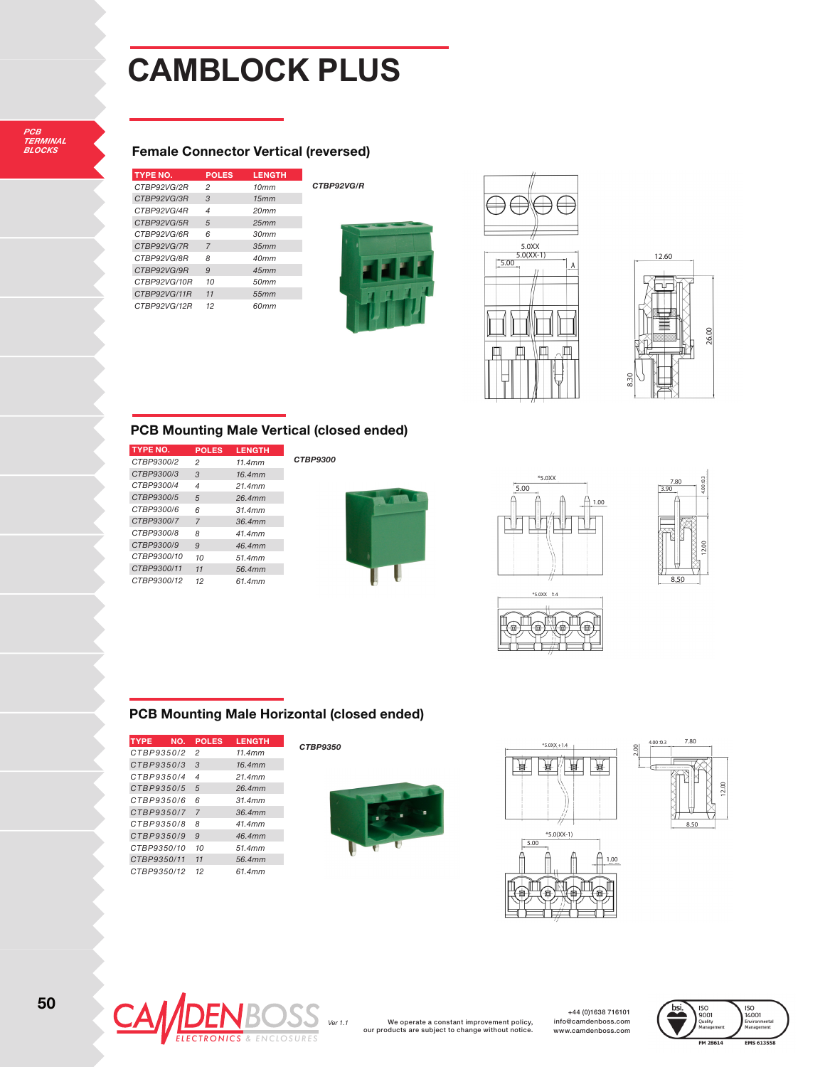# CAMBLOCK PLUS

PCB TERMINAL BLOCKS

## Female Connector Vertical (reversed)

| TYPE NO. | POLES | LENGTH |
|---|---|---|
| CTBP92VG/2R | 2 | 10mm |
| CTBP92VG/3R | 3 | 15mm |
| CTBP92VG/4R | 4 | 20mm |
| CTBP92VG/5R | 5 | 25mm |
| CTBP92VG/6R | 6 | 30mm |
| CTBP92VG/7R | 7 | 35mm |
| CTBP92VG/8R | 8 | 40mm |
| CTBP92VG/9R | 9 | 45mm |
| CTBP92VG/10R | 10 | 50mm |
| CTBP92VG/11R | 11 | 55mm |
| CTBP92VG/12R | 12 | 60mm |

*CTBP92VG/R*

## PCB Mounting Male Vertical (closed ended)

| TYPE NO. | POLES | LENGTH |
|---|---|---|
| CTBP9300/2 | 2 | 11.4mm |
| CTBP9300/3 | 3 | 16.4mm |
| CTBP9300/4 | 4 | 21.4mm |
| CTBP9300/5 | 5 | 26.4mm |
| CTBP9300/6 | 6 | 31.4mm |
| CTBP9300/7 | 7 | 36.4mm |
| CTBP9300/8 | 8 | 41.4mm |
| CTBP9300/9 | 9 | 46.4mm |
| CTBP9300/10 | 10 | 51.4mm |
| CTBP9300/11 | 11 | 56.4mm |
| CTBP9300/12 | 12 | 61.4mm |

*CTBP9300*

## PCB Mounting Male Horizontal (closed ended)

| TYPE NO. | POLES | LENGTH |
|---|---|---|
| CTBP9350/2 | 2 | 11.4mm |
| CTBP9350/3 | 3 | 16.4mm |
| CTBP9350/4 | 4 | 21.4mm |
| CTBP9350/5 | 5 | 26.4mm |
| CTBP9350/6 | 6 | 31.4mm |
| CTBP9350/7 | 7 | 36.4mm |
| CTBP9350/8 | 8 | 41.4mm |
| CTBP9350/9 | 9 | 46.4mm |
| CTBP9350/10 | 10 | 51.4mm |
| CTBP9350/11 | 11 | 56.4mm |
| CTBP9350/12 | 12 | 61.4mm |

*CTBP9350*

Ver 1.1

We operate a constant improvement policy, our products are subject to change without notice.

+44 (0)1638 716101
info@camdenboss.com
www.camdenboss.com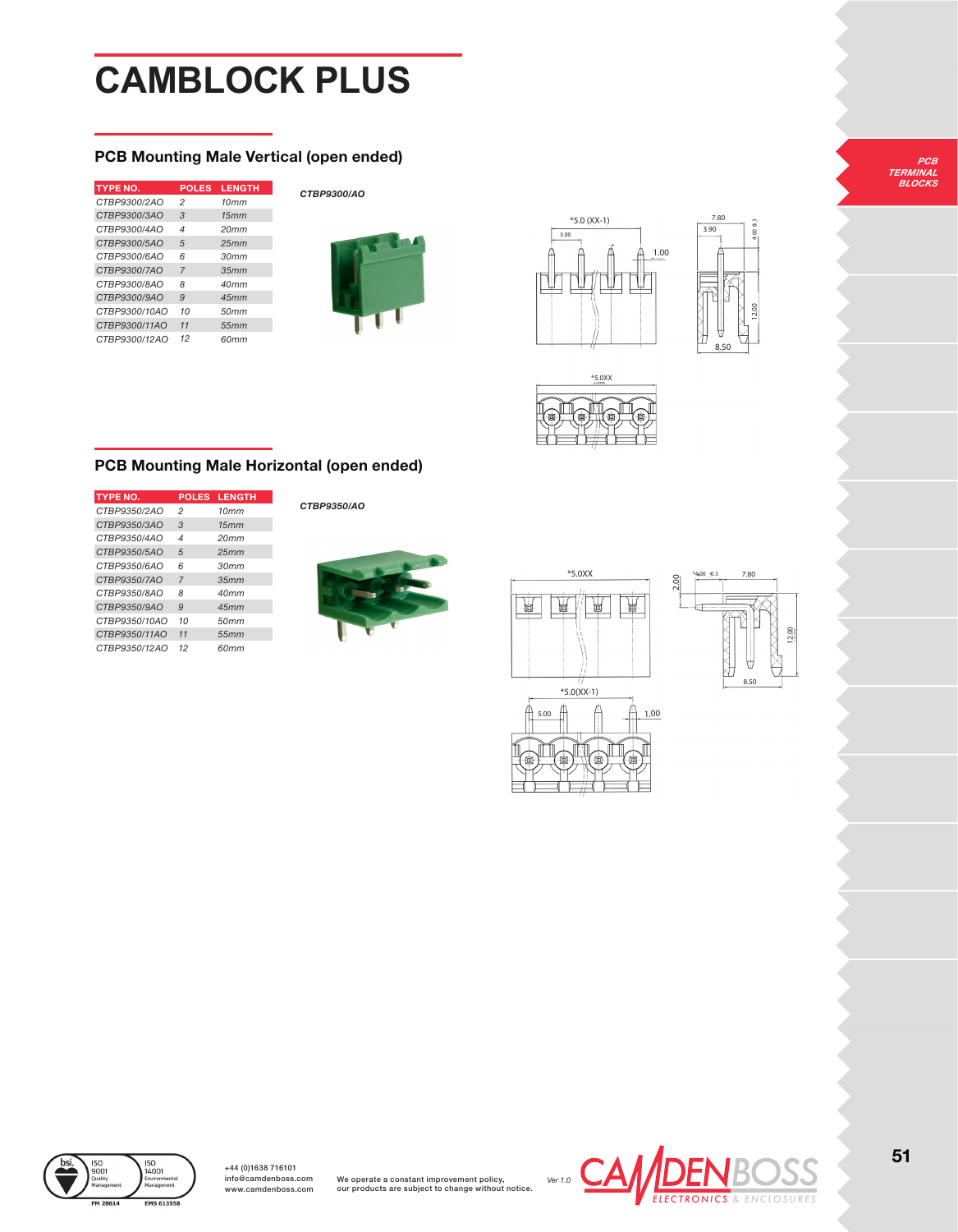# CAMBLOCK PLUS

## PCB Mounting Male Vertical (open ended)

| TYPE NO. | POLES | LENGTH |
|---|---|---|
| CTBP9300/2AO | 2 | 10mm |
| CTBP9300/3AO | 3 | 15mm |
| CTBP9300/4AO | 4 | 20mm |
| CTBP9300/5AO | 5 | 25mm |
| CTBP9300/6AO | 6 | 30mm |
| CTBP9300/7AO | 7 | 35mm |
| CTBP9300/8AO | 8 | 40mm |
| CTBP9300/9AO | 9 | 45mm |
| CTBP9300/10AO | 10 | 50mm |
| CTBP9300/11AO | 11 | 55mm |
| CTBP9300/12AO | 12 | 60mm |

***CTBP9300/AO***

*5.0 (XX-1)
5.00
1.00
7.80
3.90
4.00
12.00
8.50
*5.0XX

## PCB Mounting Male Horizontal (open ended)

| TYPE NO. | POLES | LENGTH |
|---|---|---|
| CTBP9350/2AO | 2 | 10mm |
| CTBP9350/3AO | 3 | 15mm |
| CTBP9350/4AO | 4 | 20mm |
| CTBP9350/5AO | 5 | 25mm |
| CTBP9350/6AO | 6 | 30mm |
| CTBP9350/7AO | 7 | 35mm |
| CTBP9350/8AO | 8 | 40mm |
| CTBP9350/9AO | 9 | 45mm |
| CTBP9350/10AO | 10 | 50mm |
| CTBP9350/11AO | 11 | 55mm |
| CTBP9350/12AO | 12 | 60mm |

***CTBP9350/AO***

*5.0XX
2.00
*4.00
7.80
12.00
8.50
*5.0(XX-1)
5.00
1.00

+44 (0)1638 716101
info@camdenboss.com
www.camdenboss.com

We operate a constant improvement policy, our products are subject to change without notice.

Ver 1.0